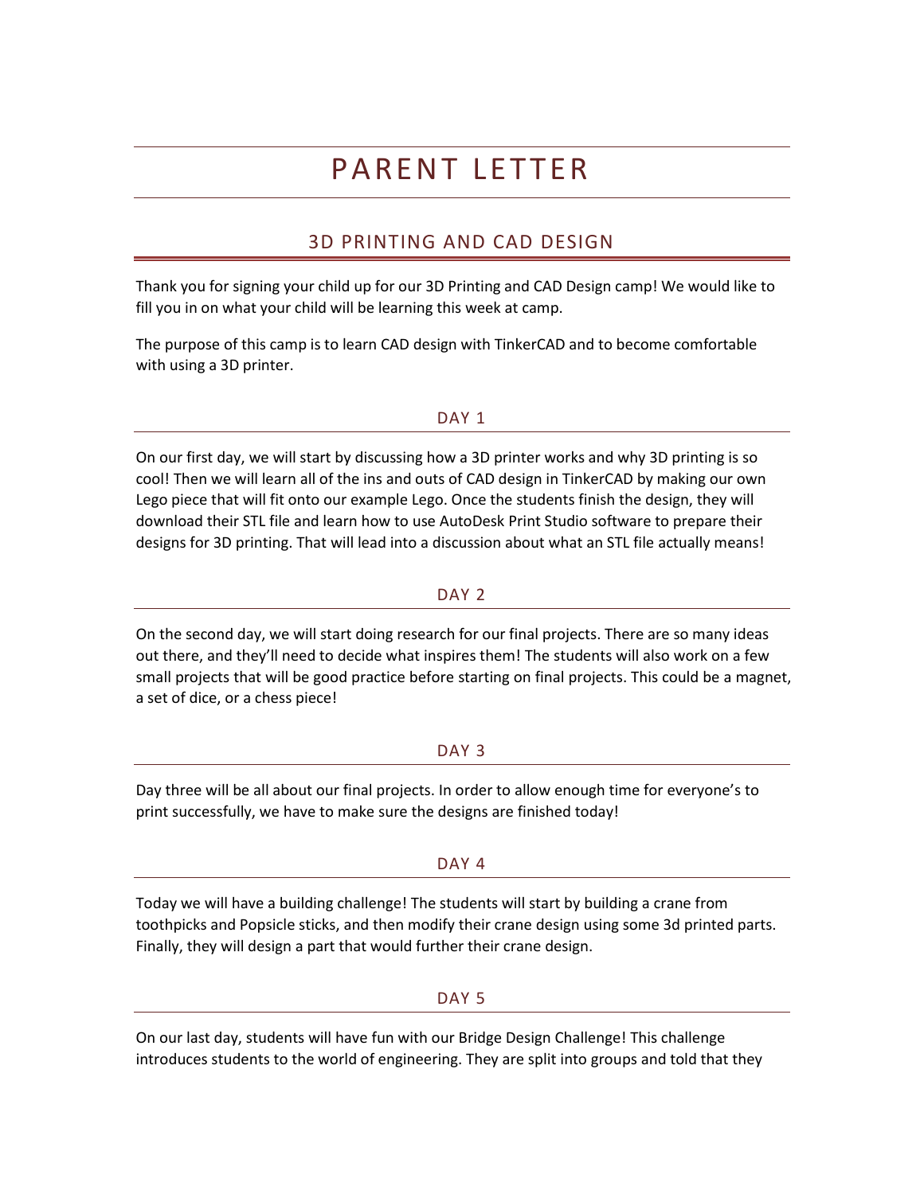# PARENT LETTER

## 3D PRINTING AND CAD DESIGN

Thank you for signing your child up for our 3D Printing and CAD Design camp! We would like to fill you in on what your child will be learning this week at camp.

The purpose of this camp is to learn CAD design with TinkerCAD and to become comfortable with using a 3D printer.

### DAY 1

On our first day, we will start by discussing how a 3D printer works and why 3D printing is so cool! Then we will learn all of the ins and outs of CAD design in TinkerCAD by making our own Lego piece that will fit onto our example Lego. Once the students finish the design, they will download their STL file and learn how to use AutoDesk Print Studio software to prepare their designs for 3D printing. That will lead into a discussion about what an STL file actually means!

### DAY 2

On the second day, we will start doing research for our final projects. There are so many ideas out there, and they'll need to decide what inspires them! The students will also work on a few small projects that will be good practice before starting on final projects. This could be a magnet, a set of dice, or a chess piece!

### DAY 3

Day three will be all about our final projects. In order to allow enough time for everyone's to print successfully, we have to make sure the designs are finished today!

### DAY 4

Today we will have a building challenge! The students will start by building a crane from toothpicks and Popsicle sticks, and then modify their crane design using some 3d printed parts. Finally, they will design a part that would further their crane design.

### DAY 5

On our last day, students will have fun with our Bridge Design Challenge! This challenge introduces students to the world of engineering. They are split into groups and told that they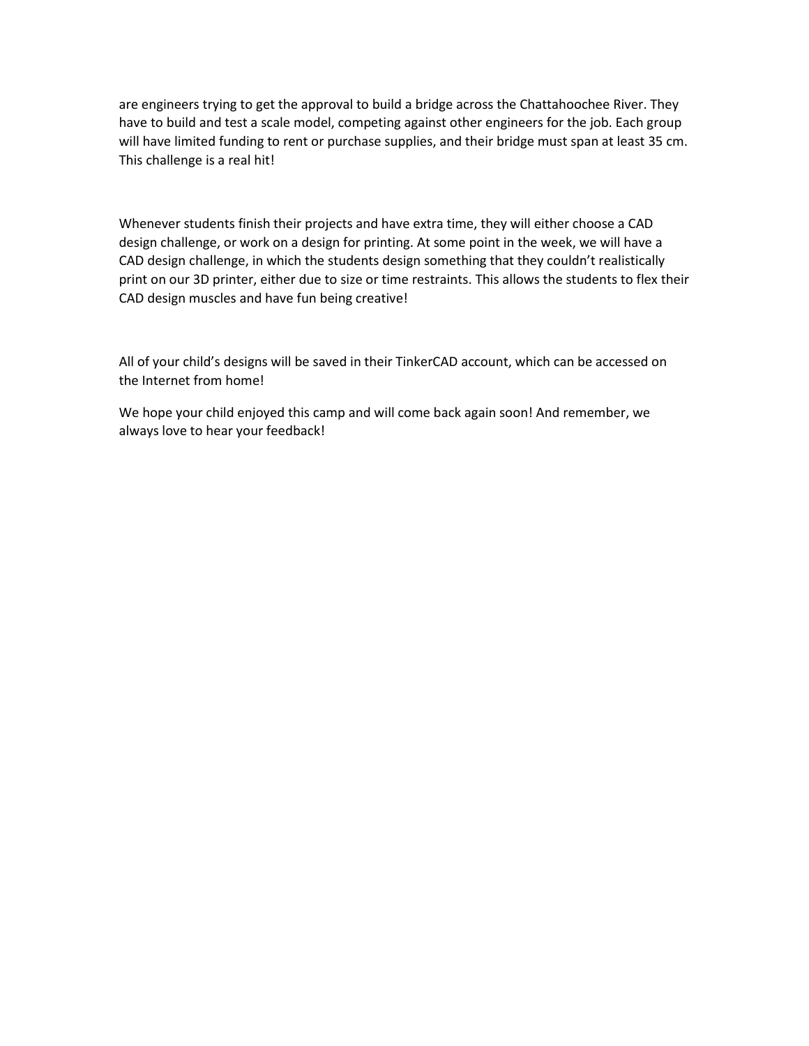are engineers trying to get the approval to build a bridge across the Chattahoochee River. They have to build and test a scale model, competing against other engineers for the job. Each group will have limited funding to rent or purchase supplies, and their bridge must span at least 35 cm. This challenge is a real hit!

Whenever students finish their projects and have extra time, they will either choose a CAD design challenge, or work on a design for printing. At some point in the week, we will have a CAD design challenge, in which the students design something that they couldn't realistically print on our 3D printer, either due to size or time restraints. This allows the students to flex their CAD design muscles and have fun being creative!

All of your child's designs will be saved in their TinkerCAD account, which can be accessed on the Internet from home!

We hope your child enjoyed this camp and will come back again soon! And remember, we always love to hear your feedback!